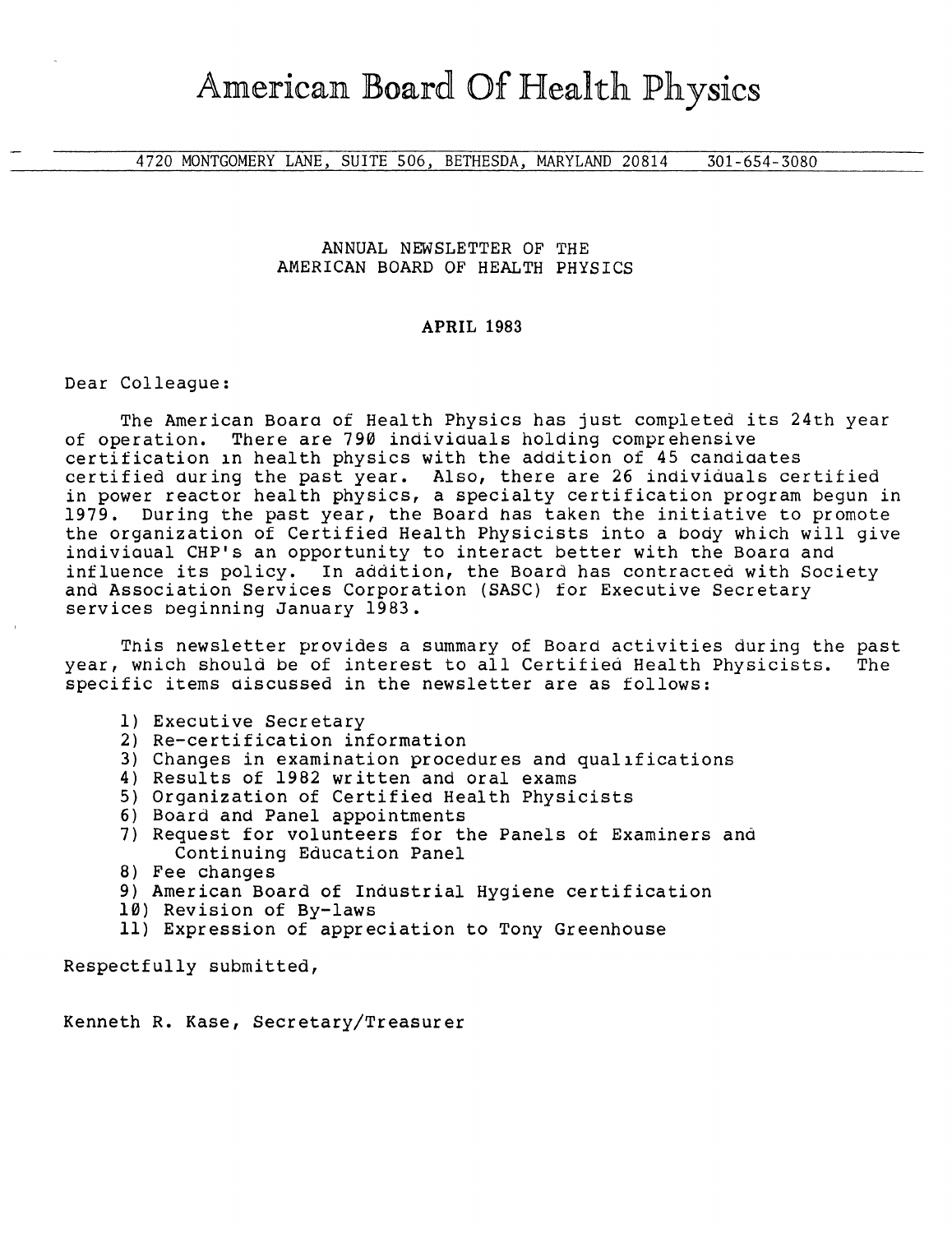# American Board Of Health Physics

4720 MONTGOMERY LANE, SUITE 506, BETHESDA, MARYLAND 20814 301-654-3080

ANNUAL NEWSLETTER OF THE
AMERICAN BOARD OF HEALTH PHYSICS

**APRIL 1983**

Dear Colleague:

The American Board of Health Physics has just completed its 24th year of operation. There are 790 individuals holding comprehensive certification in health physics with the addition of 45 candidates certified during the past year. Also, there are 26 individuals certified in power reactor health physics, a specialty certification program begun in 1979. During the past year, the Board has taken the initiative to promote the organization of Certified Health Physicists into a body which will give individual CHP's an opportunity to interact better with the Board and influence its policy. In addition, the Board has contracted with Society and Association Services Corporation (SASC) for Executive Secretary services beginning January 1983.

This newsletter provides a summary of Board activities during the past year, which should be of interest to all Certified Health Physicists. The specific items discussed in the newsletter are as follows:

1) Executive Secretary
2) Re-certification information
3) Changes in examination procedures and qualifications
4) Results of 1982 written and oral exams
5) Organization of Certified Health Physicists
6) Board and Panel appointments
7) Request for volunteers for the Panels of Examiners and Continuing Education Panel
8) Fee changes
9) American Board of Industrial Hygiene certification
10) Revision of By-laws
11) Expression of appreciation to Tony Greenhouse

Respectfully submitted,

Kenneth R. Kase, Secretary/Treasurer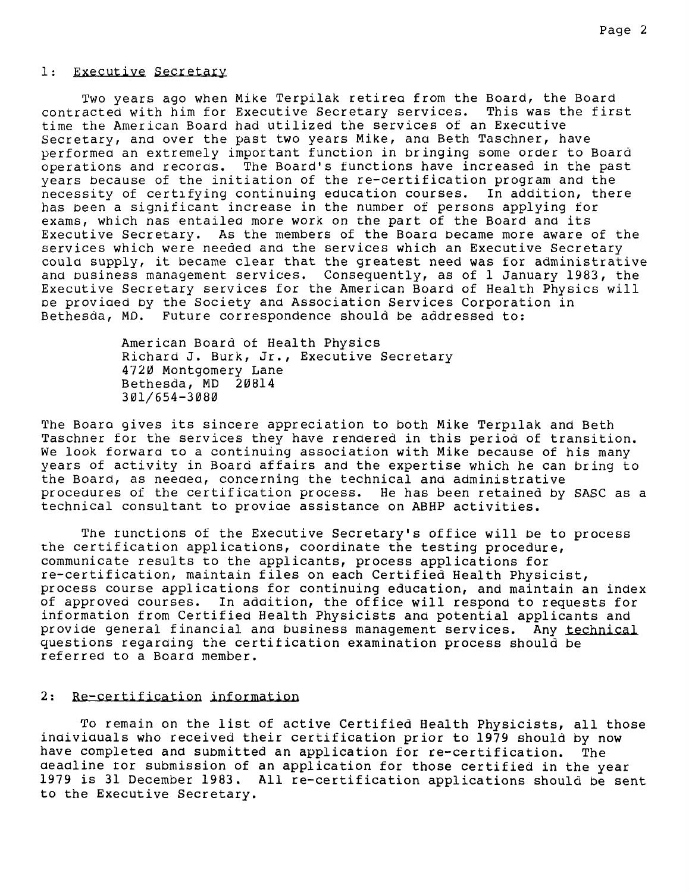## 1: Executive Secretary

Two years ago when Mike Terpilak retired from the Board, the Board contracted with him for Executive Secretary services. This was the first time the American Board had utilized the services of an Executive Secretary, and over the past two years Mike, and Beth Taschner, have performed an extremely important function in bringing some order to Board operations and records. The Board's functions have increased in the past years because of the initiation of the re-certification program and the necessity of certifying continuing education courses. In addition, there has been a significant increase in the number of persons applying for exams, which has entailed more work on the part of the Board and its Executive Secretary. As the members of the Board became more aware of the services which were needed and the services which an Executive Secretary could supply, it became clear that the greatest need was for administrative and business management services. Consequently, as of 1 January 1983, the Executive Secretary services for the American Board of Health Physics will be provided by the Society and Association Services Corporation in Bethesda, MD. Future correspondence should be addressed to:

American Board of Health Physics
Richard J. Burk, Jr., Executive Secretary
4720 Montgomery Lane
Bethesda, MD 20814
301/654-3080

The Board gives its sincere appreciation to both Mike Terpilak and Beth Taschner for the services they have rendered in this period of transition. We look forward to a continuing association with Mike because of his many years of activity in Board affairs and the expertise which he can bring to the Board, as needed, concerning the technical and administrative procedures of the certification process. He has been retained by SASC as a technical consultant to provide assistance on ABHP activities.

The functions of the Executive Secretary's office will be to process the certification applications, coordinate the testing procedure, communicate results to the applicants, process applications for re-certification, maintain files on each Certified Health Physicist, process course applications for continuing education, and maintain an index of approved courses. In addition, the office will respond to requests for information from Certified Health Physicists and potential applicants and provide general financial and business management services. Any technical questions regarding the certification examination process should be referred to a Board member.

## 2: Re-certification information

To remain on the list of active Certified Health Physicists, all those individuals who received their certification prior to 1979 should by now have completed and submitted an application for re-certification. The deadline for submission of an application for those certified in the year 1979 is 31 December 1983. All re-certification applications should be sent to the Executive Secretary.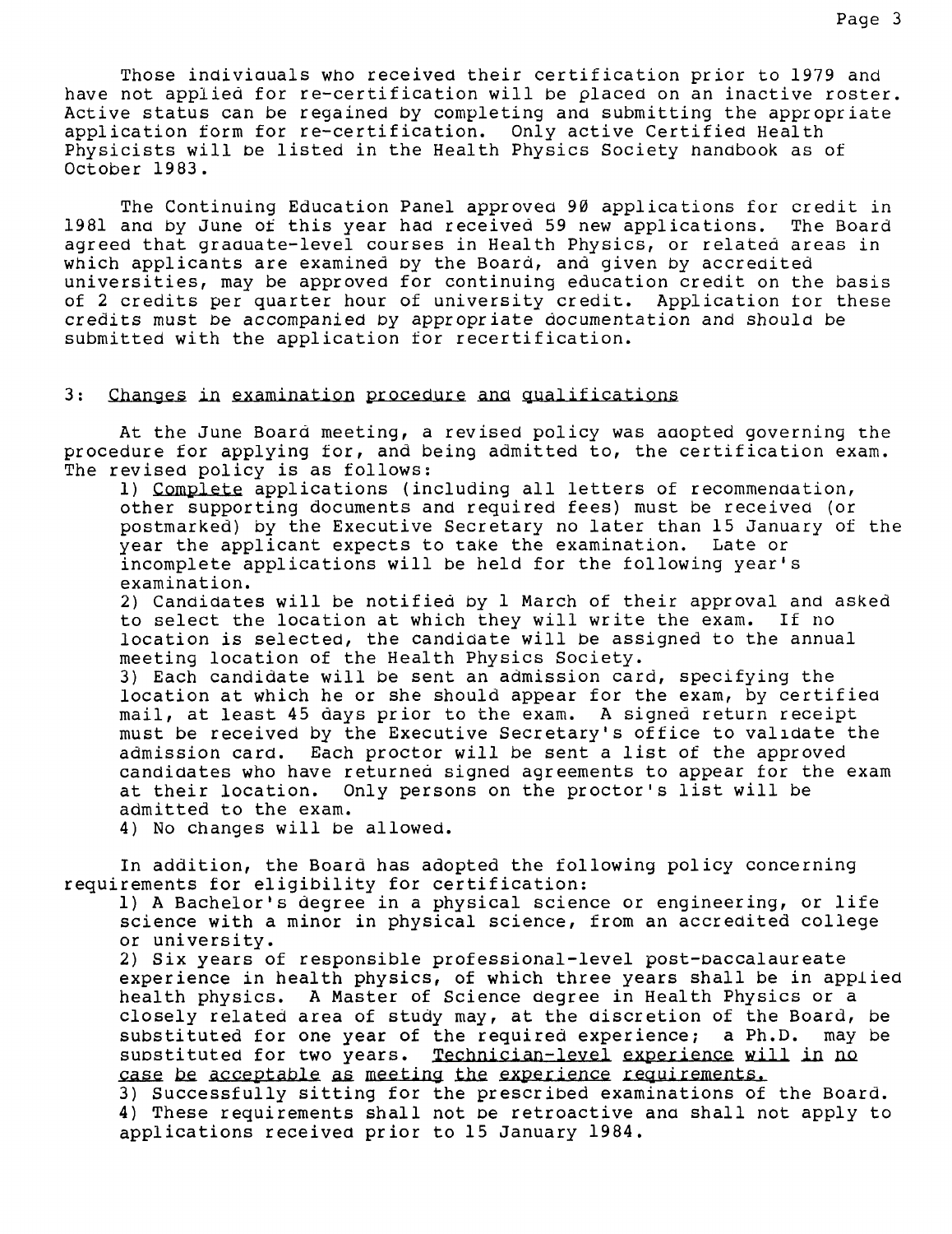Those individuals who received their certification prior to 1979 and have not applied for re-certification will be placed on an inactive roster. Active status can be regained by completing and submitting the appropriate application form for re-certification. Only active Certified Health Physicists will be listed in the Health Physics Society handbook as of October 1983.

The Continuing Education Panel approved 90 applications for credit in 1981 and by June of this year had received 59 new applications. The Board agreed that graduate-level courses in Health Physics, or related areas in which applicants are examined by the Board, and given by accredited universities, may be approved for continuing education credit on the basis of 2 credits per quarter hour of university credit. Application for these credits must be accompanied by appropriate documentation and should be submitted with the application for recertification.

### 3: Changes in examination procedure and qualifications

At the June Board meeting, a revised policy was adopted governing the procedure for applying for, and being admitted to, the certification exam. The revised policy is as follows:

1) Complete applications (including all letters of recommendation, other supporting documents and required fees) must be received (or postmarked) by the Executive Secretary no later than 15 January of the year the applicant expects to take the examination. Late or incomplete applications will be held for the following year's examination.
2) Candidates will be notified by 1 March of their approval and asked to select the location at which they will write the exam. If no location is selected, the candidate will be assigned to the annual meeting location of the Health Physics Society.
3) Each candidate will be sent an admission card, specifying the location at which he or she should appear for the exam, by certified mail, at least 45 days prior to the exam. A signed return receipt must be received by the Executive Secretary's office to validate the admission card. Each proctor will be sent a list of the approved candidates who have returned signed agreements to appear for the exam at their location. Only persons on the proctor's list will be admitted to the exam.
4) No changes will be allowed.

In addition, the Board has adopted the following policy concerning requirements for eligibility for certification:

1) A Bachelor's degree in a physical science or engineering, or life science with a minor in physical science, from an accredited college or university.
2) Six years of responsible professional-level post-baccalaureate experience in health physics, of which three years shall be in applied health physics. A Master of Science degree in Health Physics or a closely related area of study may, at the discretion of the Board, be substituted for one year of the required experience; a Ph.D. may be substituted for two years. Technician-level experience will in no case be acceptable as meeting the experience requirements.
3) Successfully sitting for the prescribed examinations of the Board.
4) These requirements shall not be retroactive and shall not apply to applications received prior to 15 January 1984.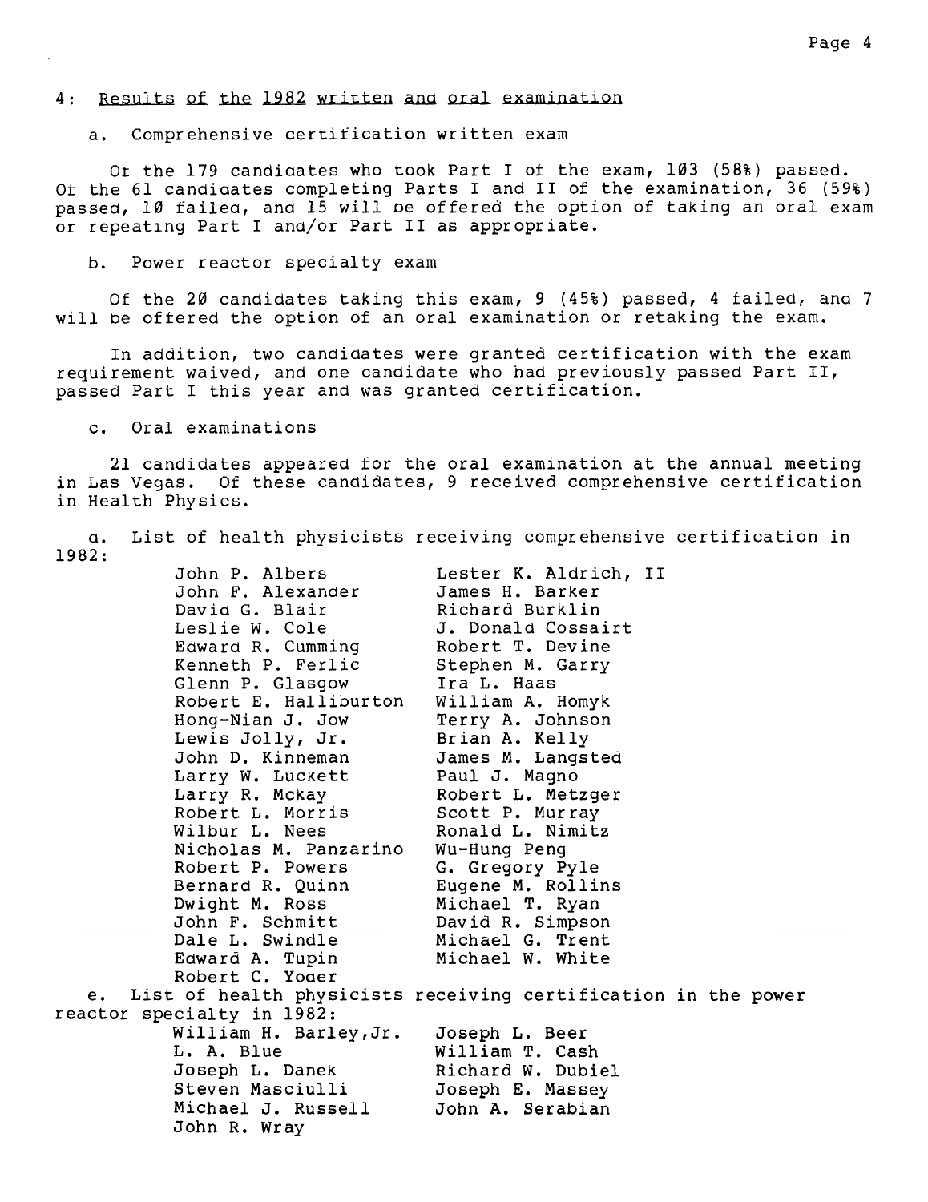## 4: Results of the 1982 written and oral examination

a. Comprehensive certification written exam

Of the 179 candidates who took Part I of the exam, 103 (58%) passed. Of the 61 candidates completing Parts I and II of the examination, 36 (59%) passed, 10 failed, and 15 will be offered the option of taking an oral exam or repeating Part I and/or Part II as appropriate.

b. Power reactor specialty exam

Of the 20 candidates taking this exam, 9 (45%) passed, 4 failed, and 7 will be offered the option of an oral examination or retaking the exam.

In addition, two candidates were granted certification with the exam requirement waived, and one candidate who had previously passed Part II, passed Part I this year and was granted certification.

c. Oral examinations

21 candidates appeared for the oral examination at the annual meeting in Las Vegas. Of these candidates, 9 received comprehensive certification in Health Physics.

d. List of health physicists receiving comprehensive certification in 1982:

- John P. Albers
- Lester K. Aldrich, II
- John F. Alexander
- James H. Barker
- David G. Blair
- Richard Burklin
- Leslie W. Cole
- J. Donald Cossairt
- Edward R. Cumming
- Robert T. Devine
- Kenneth P. Ferlic
- Stephen M. Garry
- Glenn P. Glasgow
- Ira L. Haas
- Robert E. Halliburton
- William A. Homyk
- Hong-Nian J. Jow
- Terry A. Johnson
- Lewis Jolly, Jr.
- Brian A. Kelly
- John D. Kinneman
- James M. Langsted
- Larry W. Luckett
- Paul J. Magno
- Larry R. Mckay
- Robert L. Metzger
- Robert L. Morris
- Scott P. Murray
- Wilbur L. Nees
- Ronald L. Nimitz
- Nicholas M. Panzarino
- Wu-Hung Peng
- Robert P. Powers
- G. Gregory Pyle
- Bernard R. Quinn
- Eugene M. Rollins
- Dwight M. Ross
- Michael T. Ryan
- John F. Schmitt
- David R. Simpson
- Dale L. Swindle
- Michael G. Trent
- Edward A. Tupin
- Michael W. White
- Robert C. Yoder

e. List of health physicists receiving certification in the power reactor specialty in 1982:

- William H. Barley, Jr.
- Joseph L. Beer
- L. A. Blue
- William T. Cash
- Joseph L. Danek
- Richard W. Dubiel
- Steven Masciulli
- Joseph E. Massey
- Michael J. Russell
- John A. Serabian
- John R. Wray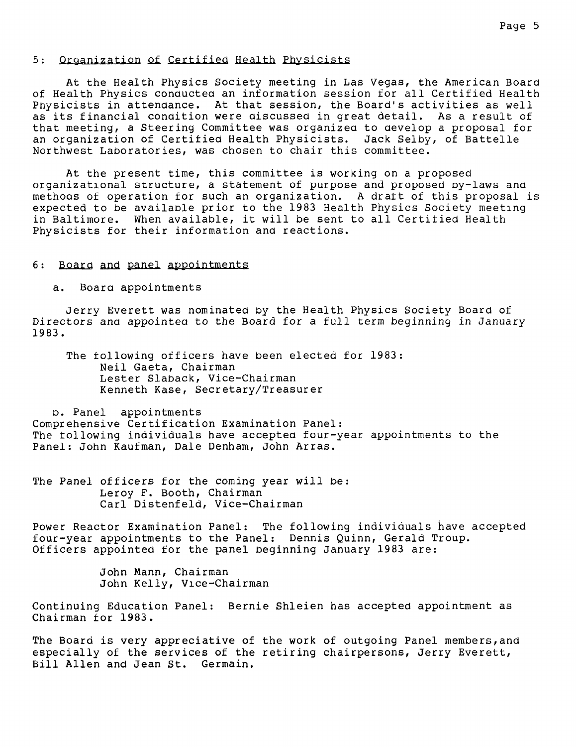## 5: Organization of Certified Health Physicists

At the Health Physics Society meeting in Las Vegas, the American Board of Health Physics conducted an information session for all Certified Health Physicists in attendance. At that session, the Board's activities as well as its financial condition were discussed in great detail. As a result of that meeting, a Steering Committee was organized to develop a proposal for an organization of Certified Health Physicists. Jack Selby, of Battelle Northwest Laboratories, was chosen to chair this committee.

At the present time, this committee is working on a proposed organizational structure, a statement of purpose and proposed by-laws and methods of operation for such an organization. A draft of this proposal is expected to be available prior to the 1983 Health Physics Society meeting in Baltimore. When available, it will be sent to all Certified Health Physicists for their information and reactions.

## 6: Board and panel appointments

### a. Board appointments

Jerry Everett was nominated by the Health Physics Society Board of Directors and appointed to the Board for a full term beginning in January 1983.

The following officers have been elected for 1983:
- Neil Gaeta, Chairman
- Lester Slaback, Vice-Chairman
- Kenneth Kase, Secretary/Treasurer

### b. Panel appointments

Comprehensive Certification Examination Panel:
The following individuals have accepted four-year appointments to the Panel: John Kaufman, Dale Denham, John Arras.

The Panel officers for the coming year will be:
- Leroy F. Booth, Chairman
- Carl Distenfeld, Vice-Chairman

Power Reactor Examination Panel: The following individuals have accepted four-year appointments to the Panel: Dennis Quinn, Gerald Troup. Officers appointed for the panel beginning January 1983 are:

- John Mann, Chairman
- John Kelly, Vice-Chairman

Continuing Education Panel: Bernie Shleien has accepted appointment as Chairman for 1983.

The Board is very appreciative of the work of outgoing Panel members, and especially of the services of the retiring chairpersons, Jerry Everett, Bill Allen and Jean St. Germain.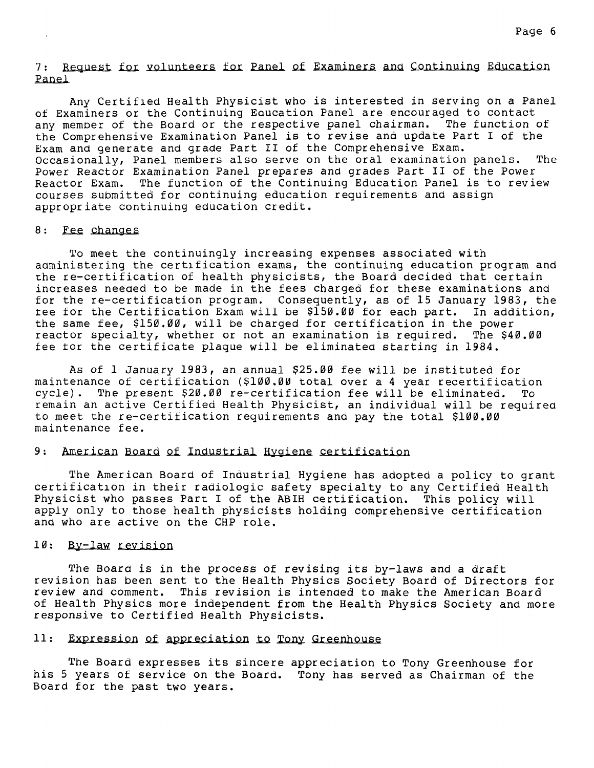## 7: Request for volunteers for Panel of Examiners and Continuing Education Panel

Any Certified Health Physicist who is interested in serving on a Panel of Examiners or the Continuing Education Panel are encouraged to contact any member of the Board or the respective panel chairman. The function of the Comprehensive Examination Panel is to revise and update Part I of the Exam and generate and grade Part II of the Comprehensive Exam. Occasionally, Panel members also serve on the oral examination panels. The Power Reactor Examination Panel prepares and grades Part II of the Power Reactor Exam. The function of the Continuing Education Panel is to review courses submitted for continuing education requirements and assign appropriate continuing education credit.

## 8: Fee changes

To meet the continuingly increasing expenses associated with administering the certification exams, the continuing education program and the re-certification of health physicists, the Board decided that certain increases needed to be made in the fees charged for these examinations and for the re-certification program. Consequently, as of 15 January 1983, the fee for the Certification Exam will be $150.00 for each part. In addition, the same fee, $150.00, will be charged for certification in the power reactor specialty, whether or not an examination is required. The $40.00 fee for the certificate plaque will be eliminated starting in 1984.

As of 1 January 1983, an annual $25.00 fee will be instituted for maintenance of certification ($100.00 total over a 4 year recertification cycle). The present $20.00 re-certification fee will be eliminated. To remain an active Certified Health Physicist, an individual will be required to meet the re-certification requirements and pay the total $100.00 maintenance fee.

## 9: American Board of Industrial Hygiene certification

The American Board of Industrial Hygiene has adopted a policy to grant certification in their radiologic safety specialty to any Certified Health Physicist who passes Part I of the ABIH certification. This policy will apply only to those health physicists holding comprehensive certification and who are active on the CHP role.

## 10: By-law revision

The Board is in the process of revising its by-laws and a draft revision has been sent to the Health Physics Society Board of Directors for review and comment. This revision is intended to make the American Board of Health Physics more independent from the Health Physics Society and more responsive to Certified Health Physicists.

## 11: Expression of appreciation to Tony Greenhouse

The Board expresses its sincere appreciation to Tony Greenhouse for his 5 years of service on the Board. Tony has served as Chairman of the Board for the past two years.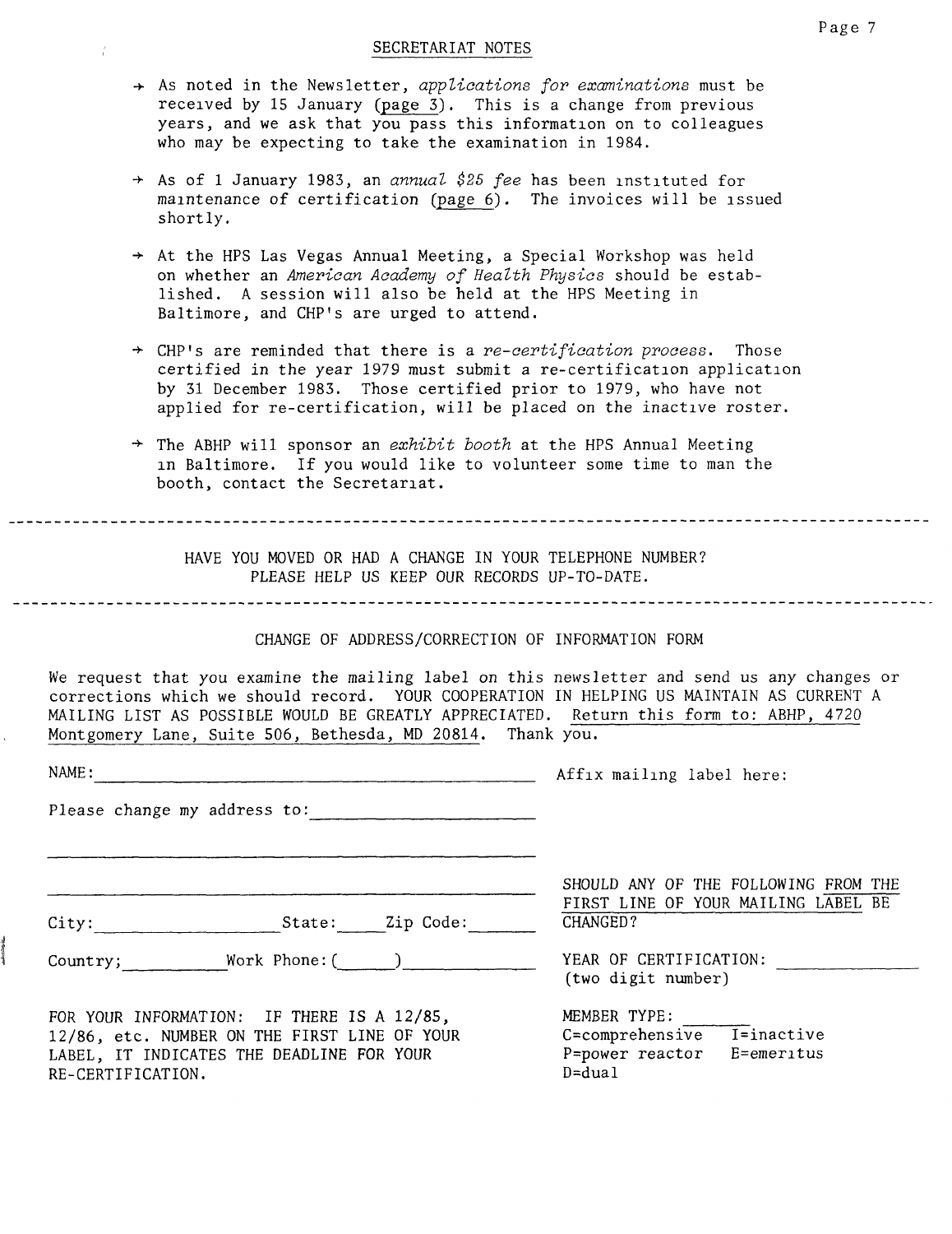## SECRETARIAT NOTES

- As noted in the Newsletter, *applications for examinations* must be received by 15 January (page 3). This is a change from previous years, and we ask that you pass this information on to colleagues who may be expecting to take the examination in 1984.

- As of 1 January 1983, an *annual $25 fee* has been instituted for maintenance of certification (page 6). The invoices will be issued shortly.

- At the HPS Las Vegas Annual Meeting, a Special Workshop was held on whether an *American Academy of Health Physics* should be established. A session will also be held at the HPS Meeting in Baltimore, and CHP's are urged to attend.

- CHP's are reminded that there is a *re-certification process*. Those certified in the year 1979 must submit a re-certification application by 31 December 1983. Those certified prior to 1979, who have not applied for re-certification, will be placed on the inactive roster.

- The ABHP will sponsor an *exhibit booth* at the HPS Annual Meeting in Baltimore. If you would like to volunteer some time to man the booth, contact the Secretariat.

---

HAVE YOU MOVED OR HAD A CHANGE IN YOUR TELEPHONE NUMBER?
PLEASE HELP US KEEP OUR RECORDS UP-TO-DATE.

---

### CHANGE OF ADDRESS/CORRECTION OF INFORMATION FORM

We request that you examine the mailing label on this newsletter and send us any changes or corrections which we should record. YOUR COOPERATION IN HELPING US MAINTAIN AS CURRENT A MAILING LIST AS POSSIBLE WOULD BE GREATLY APPRECIATED. Return this form to: ABHP, 4720 Montgomery Lane, Suite 506, Bethesda, MD 20814. Thank you.

NAME: ______________________________

Affix mailing label here:

Please change my address to: ______________________________

______________________________

______________________________

City: ______________ State: _____ Zip Code: _______

Country; __________ Work Phone: (______) ______________

SHOULD ANY OF THE FOLLOWING FROM THE FIRST LINE OF YOUR MAILING LABEL BE CHANGED?

YEAR OF CERTIFICATION: ______________
(two digit number)

MEMBER TYPE: _______
C=comprehensive I=inactive
P=power reactor E=emeritus
D=dual

FOR YOUR INFORMATION: IF THERE IS A 12/85, 12/86, etc. NUMBER ON THE FIRST LINE OF YOUR LABEL, IT INDICATES THE DEADLINE FOR YOUR RE-CERTIFICATION.